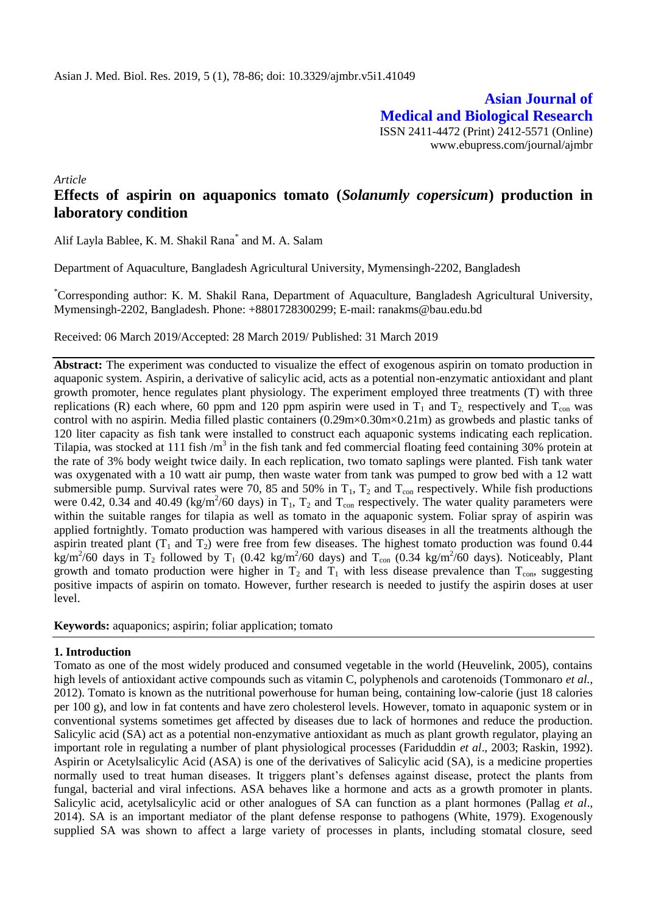**Asian Journal of Medical and Biological Research**

ISSN 2411-4472 (Print) 2412-5571 (Online)
www.ebupress.com/journal/ajmbr

*Article*

# Effects of aspirin on aquaponics tomato (*Solanumly copersicum*) production in laboratory condition

Alif Layla Bablee, K. M. Shakil Rana* and M. A. Salam

Department of Aquaculture, Bangladesh Agricultural University, Mymensingh-2202, Bangladesh

*Corresponding author: K. M. Shakil Rana, Department of Aquaculture, Bangladesh Agricultural University, Mymensingh-2202, Bangladesh. Phone: +8801728300299; E-mail: ranakms@bau.edu.bd

Received: 06 March 2019/Accepted: 28 March 2019/ Published: 31 March 2019

**Abstract:** The experiment was conducted to visualize the effect of exogenous aspirin on tomato production in aquaponic system. Aspirin, a derivative of salicylic acid, acts as a potential non-enzymatic antioxidant and plant growth promoter, hence regulates plant physiology. The experiment employed three treatments (T) with three replications (R) each where, 60 ppm and 120 ppm aspirin were used in $T_1$ and $T_2$, respectively and $T_{con}$ was control with no aspirin. Media filled plastic containers (0.29m×0.30m×0.21m) as growbeds and plastic tanks of 120 liter capacity as fish tank were installed to construct each aquaponic systems indicating each replication. Tilapia, was stocked at 111 fish /$m^3$ in the fish tank and fed commercial floating feed containing 30% protein at the rate of 3% body weight twice daily. In each replication, two tomato saplings were planted. Fish tank water was oxygenated with a 10 watt air pump, then waste water from tank was pumped to grow bed with a 12 watt submersible pump. Survival rates were 70, 85 and 50% in $T_1$, $T_2$ and $T_{con}$ respectively. While fish productions were 0.42, 0.34 and 40.49 (kg/$m^2$/60 days) in $T_1$, $T_2$ and $T_{con}$ respectively. The water quality parameters were within the suitable ranges for tilapia as well as tomato in the aquaponic system. Foliar spray of aspirin was applied fortnightly. Tomato production was hampered with various diseases in all the treatments although the aspirin treated plant ($T_1$ and $T_2$) were free from few diseases. The highest tomato production was found 0.44 kg/$m^2$/60 days in $T_2$ followed by $T_1$ (0.42 kg/$m^2$/60 days) and $T_{con}$ (0.34 kg/$m^2$/60 days). Noticeably, Plant growth and tomato production were higher in $T_2$ and $T_1$ with less disease prevalence than $T_{con}$, suggesting positive impacts of aspirin on tomato. However, further research is needed to justify the aspirin doses at user level.

**Keywords:** aquaponics; aspirin; foliar application; tomato

## 1. Introduction

Tomato as one of the most widely produced and consumed vegetable in the world (Heuvelink, 2005), contains high levels of antioxidant active compounds such as vitamin C, polyphenols and carotenoids (Tommonaro *et al.*, 2012). Tomato is known as the nutritional powerhouse for human being, containing low-calorie (just 18 calories per 100 g), and low in fat contents and have zero cholesterol levels. However, tomato in aquaponic system or in conventional systems sometimes get affected by diseases due to lack of hormones and reduce the production. Salicylic acid (SA) act as a potential non-enzymative antioxidant as much as plant growth regulator, playing an important role in regulating a number of plant physiological processes (Fariduddin *et al*., 2003; Raskin, 1992). Aspirin or Acetylsalicylic Acid (ASA) is one of the derivatives of Salicylic acid (SA), is a medicine properties normally used to treat human diseases. It triggers plant's defenses against disease, protect the plants from fungal, bacterial and viral infections. ASA behaves like a hormone and acts as a growth promoter in plants. Salicylic acid, acetylsalicylic acid or other analogues of SA can function as a plant hormones (Pallag *et al*., 2014). SA is an important mediator of the plant defense response to pathogens (White, 1979). Exogenously supplied SA was shown to affect a large variety of processes in plants, including stomatal closure, seed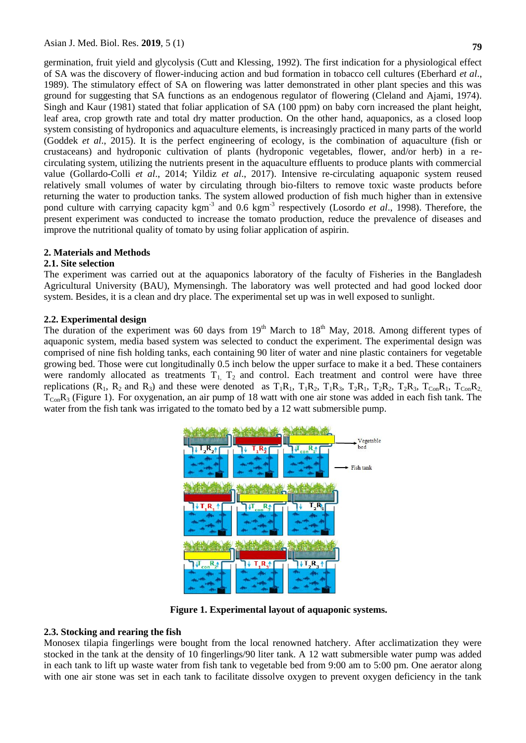germination, fruit yield and glycolysis (Cutt and Klessing, 1992). The first indication for a physiological effect of SA was the discovery of flower-inducing action and bud formation in tobacco cell cultures (Eberhard *et al*., 1989). The stimulatory effect of SA on flowering was latter demonstrated in other plant species and this was ground for suggesting that SA functions as an endogenous regulator of flowering (Cleland and Ajami, 1974). Singh and Kaur (1981) stated that foliar application of SA (100 ppm) on baby corn increased the plant height, leaf area, crop growth rate and total dry matter production. On the other hand, aquaponics, as a closed loop system consisting of hydroponics and aquaculture elements, is increasingly practiced in many parts of the world (Goddek *et al*., 2015). It is the perfect engineering of ecology, is the combination of aquaculture (fish or crustaceans) and hydroponic cultivation of plants (hydroponic vegetables, flower, and/or herb) in a re-circulating system, utilizing the nutrients present in the aquaculture effluents to produce plants with commercial value (Gollardo-Colli *et al*., 2014; Yildiz *et al*., 2017). Intensive re-circulating aquaponic system reused relatively small volumes of water by circulating through bio-filters to remove toxic waste products before returning the water to production tanks. The system allowed production of fish much higher than in extensive pond culture with carrying capacity $kgm^{-3}$ and 0.6 $kgm^{-3}$ respectively (Losordo *et al*., 1998). Therefore, the present experiment was conducted to increase the tomato production, reduce the prevalence of diseases and improve the nutritional quality of tomato by using foliar application of aspirin.

## 2. Materials and Methods

### 2.1. Site selection

The experiment was carried out at the aquaponics laboratory of the faculty of Fisheries in the Bangladesh Agricultural University (BAU), Mymensingh. The laboratory was well protected and had good locked door system. Besides, it is a clean and dry place. The experimental set up was in well exposed to sunlight.

### 2.2. Experimental design

The duration of the experiment was 60 days from 19th March to 18th May, 2018. Among different types of aquaponic system, media based system was selected to conduct the experiment. The experimental design was comprised of nine fish holding tanks, each containing 90 liter of water and nine plastic containers for vegetable growing bed. Those were cut longitudinally 0.5 inch below the upper surface to make it a bed. These containers were randomly allocated as treatments $T_1$, $T_2$ and control. Each treatment and control were have three replications ($R_1$, $R_2$ and $R_3$) and these were denoted as $T_1R_1$, $T_1R_2$, $T_1R_3$, $T_2R_1$, $T_2R_2$, $T_2R_3$, $T_{Con}R_1$, $T_{Con}R_2$, $T_{Con}R_3$ (Figure 1). For oxygenation, an air pump of 18 watt with one air stone was added in each fish tank. The water from the fish tank was irrigated to the tomato bed by a 12 watt submersible pump.

**Figure 1. Experimental layout of aquaponic systems.**

### 2.3. Stocking and rearing the fish

Monosex tilapia fingerlings were bought from the local renowned hatchery. After acclimatization they were stocked in the tank at the density of 10 fingerlings/90 liter tank. A 12 watt submersible water pump was added in each tank to lift up waste water from fish tank to vegetable bed from 9:00 am to 5:00 pm. One aerator along with one air stone was set in each tank to facilitate dissolve oxygen to prevent oxygen deficiency in the tank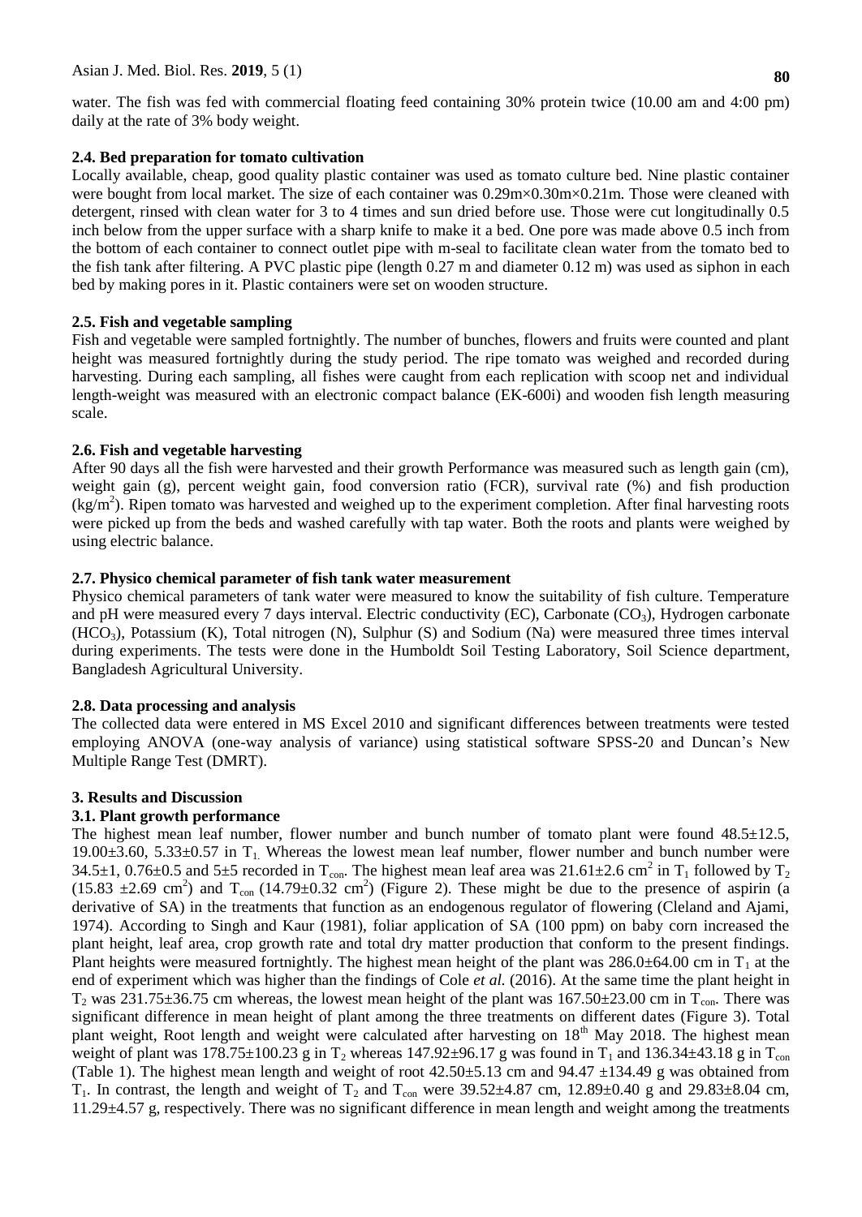water. The fish was fed with commercial floating feed containing 30% protein twice (10.00 am and 4:00 pm) daily at the rate of 3% body weight.

### 2.4. Bed preparation for tomato cultivation

Locally available, cheap, good quality plastic container was used as tomato culture bed. Nine plastic container were bought from local market. The size of each container was 0.29m×0.30m×0.21m. Those were cleaned with detergent, rinsed with clean water for 3 to 4 times and sun dried before use. Those were cut longitudinally 0.5 inch below from the upper surface with a sharp knife to make it a bed. One pore was made above 0.5 inch from the bottom of each container to connect outlet pipe with m-seal to facilitate clean water from the tomato bed to the fish tank after filtering. A PVC plastic pipe (length 0.27 m and diameter 0.12 m) was used as siphon in each bed by making pores in it. Plastic containers were set on wooden structure.

### 2.5. Fish and vegetable sampling

Fish and vegetable were sampled fortnightly. The number of bunches, flowers and fruits were counted and plant height was measured fortnightly during the study period. The ripe tomato was weighed and recorded during harvesting. During each sampling, all fishes were caught from each replication with scoop net and individual length-weight was measured with an electronic compact balance (EK-600i) and wooden fish length measuring scale.

### 2.6. Fish and vegetable harvesting

After 90 days all the fish were harvested and their growth Performance was measured such as length gain (cm), weight gain (g), percent weight gain, food conversion ratio (FCR), survival rate (%) and fish production ($kg/m^2$). Ripen tomato was harvested and weighed up to the experiment completion. After final harvesting roots were picked up from the beds and washed carefully with tap water. Both the roots and plants were weighed by using electric balance.

### 2.7. Physico chemical parameter of fish tank water measurement

Physico chemical parameters of tank water were measured to know the suitability of fish culture. Temperature and pH were measured every 7 days interval. Electric conductivity (EC), Carbonate ($CO_3$), Hydrogen carbonate ($HCO_3$), Potassium (K), Total nitrogen (N), Sulphur (S) and Sodium (Na) were measured three times interval during experiments. The tests were done in the Humboldt Soil Testing Laboratory, Soil Science department, Bangladesh Agricultural University.

### 2.8. Data processing and analysis

The collected data were entered in MS Excel 2010 and significant differences between treatments were tested employing ANOVA (one-way analysis of variance) using statistical software SPSS-20 and Duncan's New Multiple Range Test (DMRT).

## 3. Results and Discussion

### 3.1. Plant growth performance

The highest mean leaf number, flower number and bunch number of tomato plant were found 48.5±12.5, 19.00±3.60, 5.33±0.57 in $T_1$. Whereas the lowest mean leaf number, flower number and bunch number were 34.5±1, 0.76±0.5 and 5±5 recorded in $T_{con}$. The highest mean leaf area was 21.61±2.6 $cm^2$ in $T_1$ followed by $T_2$ (15.83 ±2.69 $cm^2$) and $T_{con}$ (14.79±0.32 $cm^2$) (Figure 2). These might be due to the presence of aspirin (a derivative of SA) in the treatments that function as an endogenous regulator of flowering (Cleland and Ajami, 1974). According to Singh and Kaur (1981), foliar application of SA (100 ppm) on baby corn increased the plant height, leaf area, crop growth rate and total dry matter production that conform to the present findings. Plant heights were measured fortnightly. The highest mean height of the plant was 286.0±64.00 cm in $T_1$ at the end of experiment which was higher than the findings of Cole *et al.* (2016). At the same time the plant height in $T_2$ was 231.75±36.75 cm whereas, the lowest mean height of the plant was 167.50±23.00 cm in $T_{con}$. There was significant difference in mean height of plant among the three treatments on different dates (Figure 3). Total plant weight, Root length and weight were calculated after harvesting on 18th May 2018. The highest mean weight of plant was 178.75±100.23 g in $T_2$ whereas 147.92±96.17 g was found in $T_1$ and 136.34±43.18 g in $T_{con}$ (Table 1). The highest mean length and weight of root 42.50±5.13 cm and 94.47 ±134.49 g was obtained from $T_1$. In contrast, the length and weight of $T_2$ and $T_{con}$ were 39.52±4.87 cm, 12.89±0.40 g and 29.83±8.04 cm, 11.29±4.57 g, respectively. There was no significant difference in mean length and weight among the treatments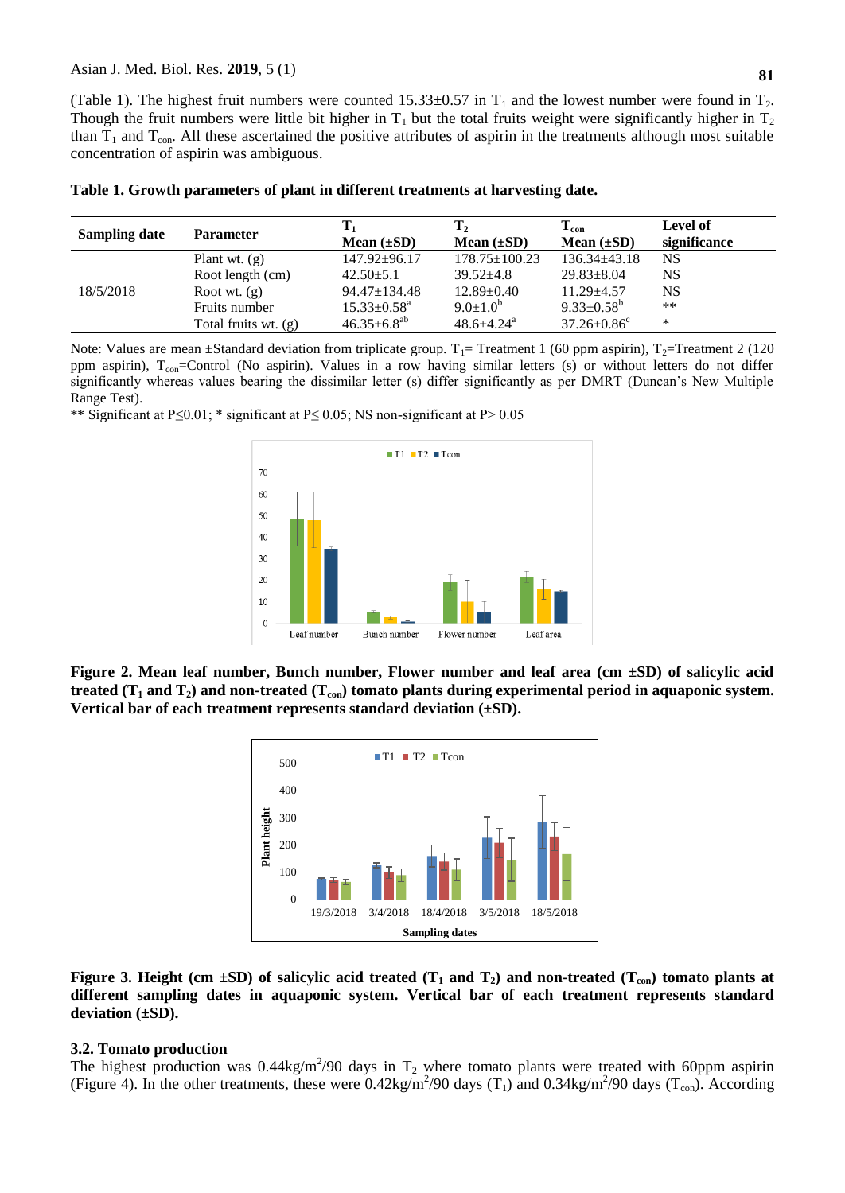(Table 1). The highest fruit numbers were counted 15.33±0.57 in $T_1$ and the lowest number were found in $T_2$. Though the fruit numbers were little bit higher in $T_1$ but the total fruits weight were significantly higher in $T_2$ than $T_1$ and $T_{con}$. All these ascertained the positive attributes of aspirin in the treatments although most suitable concentration of aspirin was ambiguous.

**Table 1. Growth parameters of plant in different treatments at harvesting date.**

| Sampling date | Parameter | $T_1$ Mean (±SD) | $T_2$ Mean (±SD) | $T_{con}$ Mean (±SD) | Level of significance |
|---|---|---|---|---|---|
| 18/5/2018 | Plant wt. (g) | 147.92±96.17 | 178.75±100.23 | 136.34±43.18 | NS |
| | Root length (cm) | 42.50±5.1 | 39.52±4.8 | 29.83±8.04 | NS |
| | Root wt. (g) | 94.47±134.48 | 12.89±0.40 | 11.29±4.57 | NS |
| | Fruits number | 15.33±0.58[a] | 9.0±1.0[b] | 9.33±0.58[b] | ** |
| | Total fruits wt. (g) | 46.35±6.8[ab] | 48.6±4.24[a] | 37.26±0.86[c] | * |

Note: Values are mean ±Standard deviation from triplicate group. $T_1$= Treatment 1 (60 ppm aspirin), $T_2$=Treatment 2 (120 ppm aspirin), $T_{con}$=Control (No aspirin). Values in a row having similar letters (s) or without letters do not differ significantly whereas values bearing the dissimilar letter (s) differ significantly as per DMRT (Duncan's New Multiple Range Test).

** Significant at P≤0.01; * significant at P≤ 0.05; NS non-significant at P> 0.05

**Figure 2. Mean leaf number, Bunch number, Flower number and leaf area (cm ±SD) of salicylic acid treated ($T_1$ and $T_2$) and non-treated ($T_{con}$) tomato plants during experimental period in aquaponic system. Vertical bar of each treatment represents standard deviation (±SD).**

**Figure 3. Height (cm ±SD) of salicylic acid treated ($T_1$ and $T_2$) and non-treated ($T_{con}$) tomato plants at different sampling dates in aquaponic system. Vertical bar of each treatment represents standard deviation (±SD).**

### 3.2. Tomato production

The highest production was 0.44kg/m$^2$/90 days in $T_2$ where tomato plants were treated with 60ppm aspirin (Figure 4). In the other treatments, these were 0.42kg/m$^2$/90 days ($T_1$) and 0.34kg/m$^2$/90 days ($T_{con}$). According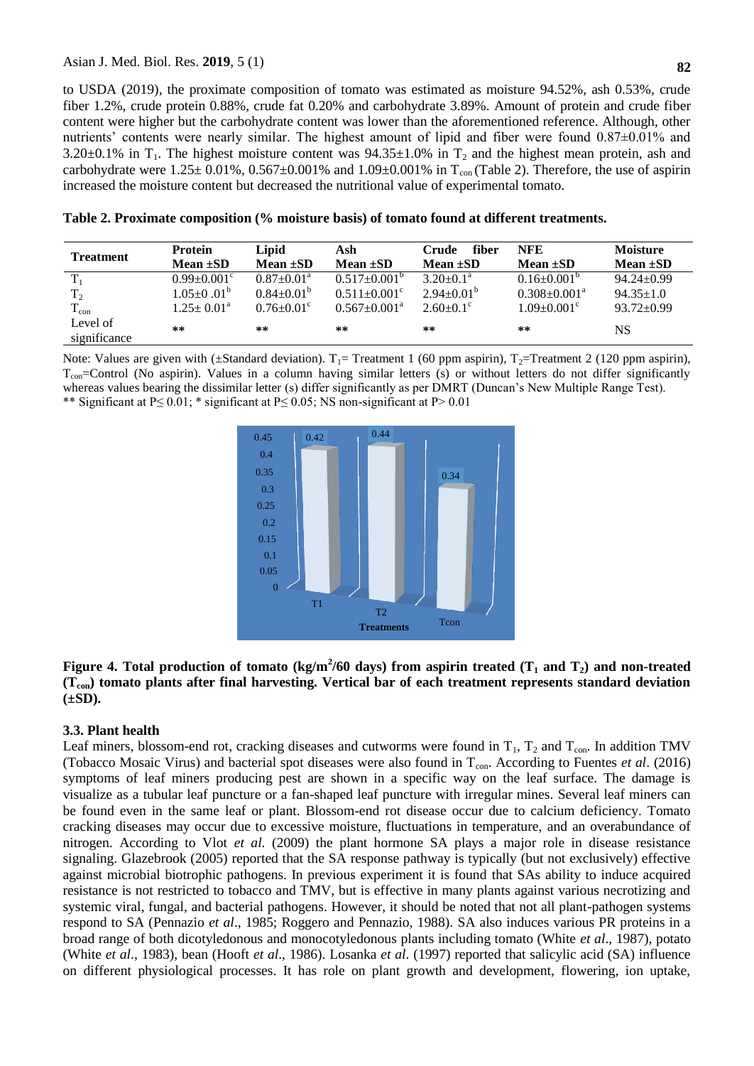to USDA (2019), the proximate composition of tomato was estimated as moisture 94.52%, ash 0.53%, crude fiber 1.2%, crude protein 0.88%, crude fat 0.20% and carbohydrate 3.89%. Amount of protein and crude fiber content were higher but the carbohydrate content was lower than the aforementioned reference. Although, other nutrients' contents were nearly similar. The highest amount of lipid and fiber were found 0.87±0.01% and 3.20±0.1% in $T_1$. The highest moisture content was 94.35±1.0% in $T_2$ and the highest mean protein, ash and carbohydrate were 1.25± 0.01%, 0.567±0.001% and 1.09±0.001% in $T_{con}$ (Table 2). Therefore, the use of aspirin increased the moisture content but decreased the nutritional value of experimental tomato.

**Table 2. Proximate composition (% moisture basis) of tomato found at different treatments.**

| Treatment | Protein Mean ±SD | Lipid Mean ±SD | Ash Mean ±SD | Crude fiber Mean ±SD | NFE Mean ±SD | Moisture Mean ±SD |
|---|---|---|---|---|---|---|
| $T_1$ | $0.99{\pm}0.001^c$ | $0.87{\pm}0.01^a$ | $0.517{\pm}0.001^b$ | $3.20{\pm}0.1^a$ | $0.16{\pm}0.001^b$ | 94.24±0.99 |
| $T_2$ | $1.05{\pm}0.01^b$ | $0.84{\pm}0.01^b$ | $0.511{\pm}0.001^c$ | $2.94{\pm}0.01^b$ | $0.308{\pm}0.001^a$ | 94.35±1.0 |
| $T_{con}$ | $1.25{\pm}0.01^a$ | $0.76{\pm}0.01^c$ | $0.567{\pm}0.001^a$ | $2.60{\pm}0.1^c$ | $1.09{\pm}0.001^c$ | 93.72±0.99 |
| Level of significance | ** | ** | ** | ** | ** | NS |

Note: Values are given with (±Standard deviation). $T_1$= Treatment 1 (60 ppm aspirin), $T_2$=Treatment 2 (120 ppm aspirin), $T_{con}$=Control (No aspirin). Values in a column having similar letters (s) or without letters do not differ significantly whereas values bearing the dissimilar letter (s) differ significantly as per DMRT (Duncan's New Multiple Range Test).
** Significant at P≤ 0.01; * significant at P≤ 0.05; NS non-significant at P> 0.01

**Figure 4. Total production of tomato (kg/m²/60 days) from aspirin treated ($T_1$ and $T_2$) and non-treated ($T_{con}$) tomato plants after final harvesting. Vertical bar of each treatment represents standard deviation (±SD).**

### 3.3. Plant health

Leaf miners, blossom-end rot, cracking diseases and cutworms were found in $T_1$, $T_2$ and $T_{con}$. In addition TMV (Tobacco Mosaic Virus) and bacterial spot diseases were also found in $T_{con}$. According to Fuentes *et al*. (2016) symptoms of leaf miners producing pest are shown in a specific way on the leaf surface. The damage is visualize as a tubular leaf puncture or a fan-shaped leaf puncture with irregular mines. Several leaf miners can be found even in the same leaf or plant. Blossom-end rot disease occur due to calcium deficiency. Tomato cracking diseases may occur due to excessive moisture, fluctuations in temperature, and an overabundance of nitrogen. According to Vlot *et al.* (2009) the plant hormone SA plays a major role in disease resistance signaling. Glazebrook (2005) reported that the SA response pathway is typically (but not exclusively) effective against microbial biotrophic pathogens. In previous experiment it is found that SAs ability to induce acquired resistance is not restricted to tobacco and TMV, but is effective in many plants against various necrotizing and systemic viral, fungal, and bacterial pathogens. However, it should be noted that not all plant-pathogen systems respond to SA (Pennazio *et al*., 1985; Roggero and Pennazio, 1988). SA also induces various PR proteins in a broad range of both dicotyledonous and monocotyledonous plants including tomato (White *et al*., 1987), potato (White *et al*., 1983), bean (Hooft *et al*., 1986). Losanka *et al.* (1997) reported that salicylic acid (SA) influence on different physiological processes. It has role on plant growth and development, flowering, ion uptake,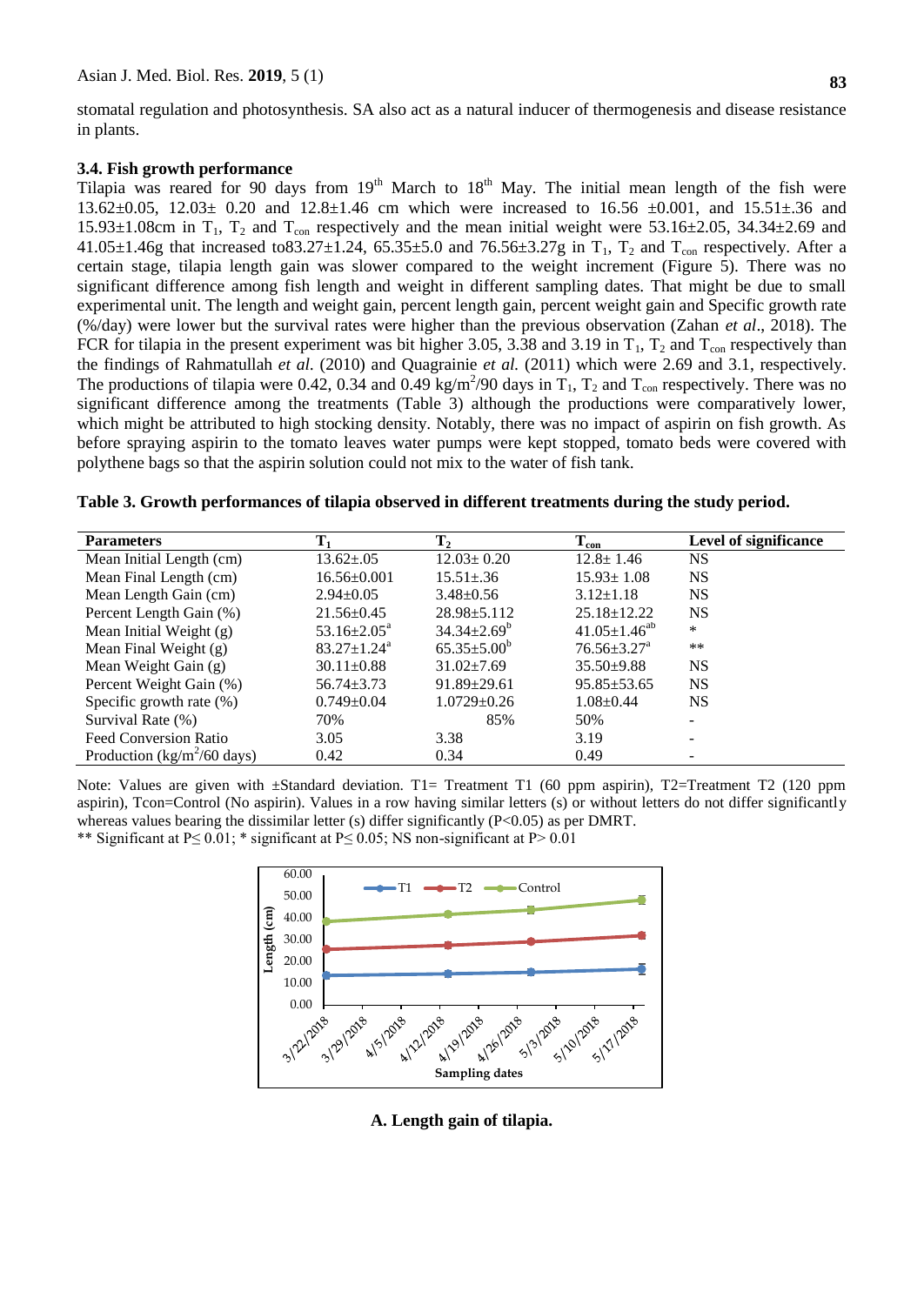stomatal regulation and photosynthesis. SA also act as a natural inducer of thermogenesis and disease resistance in plants.

### 3.4. Fish growth performance

Tilapia was reared for 90 days from 19th March to 18th May. The initial mean length of the fish were 13.62±0.05, 12.03± 0.20 and 12.8±1.46 cm which were increased to 16.56 ±0.001, and 15.51±.36 and 15.93±1.08cm in $T_1$, $T_2$ and $T_{con}$ respectively and the mean initial weight were 53.16±2.05, 34.34±2.69 and 41.05±1.46g that increased to83.27±1.24, 65.35±5.0 and 76.56±3.27g in $T_1$, $T_2$ and $T_{con}$ respectively. After a certain stage, tilapia length gain was slower compared to the weight increment (Figure 5). There was no significant difference among fish length and weight in different sampling dates. That might be due to small experimental unit. The length and weight gain, percent length gain, percent weight gain and Specific growth rate (%/day) were lower but the survival rates were higher than the previous observation (Zahan *et al*., 2018). The FCR for tilapia in the present experiment was bit higher 3.05, 3.38 and 3.19 in $T_1$, $T_2$ and $T_{con}$ respectively than the findings of Rahmatullah *et al.* (2010) and Quagrainie *et al.* (2011) which were 2.69 and 3.1, respectively. The productions of tilapia were 0.42, 0.34 and 0.49 kg/m$^2$/90 days in $T_1$, $T_2$ and $T_{con}$ respectively. There was no significant difference among the treatments (Table 3) although the productions were comparatively lower, which might be attributed to high stocking density. Notably, there was no impact of aspirin on fish growth. As before spraying aspirin to the tomato leaves water pumps were kept stopped, tomato beds were covered with polythene bags so that the aspirin solution could not mix to the water of fish tank.

**Table 3. Growth performances of tilapia observed in different treatments during the study period.**

| Parameters | $T_1$ | $T_2$ | $T_{con}$ | Level of significance |
|---|---|---|---|---|
| Mean Initial Length (cm) | 13.62±.05 | 12.03± 0.20 | 12.8± 1.46 | NS |
| Mean Final Length (cm) | 16.56±0.001 | 15.51±.36 | 15.93± 1.08 | NS |
| Mean Length Gain (cm) | 2.94±0.05 | 3.48±0.56 | 3.12±1.18 | NS |
| Percent Length Gain (%) | 21.56±0.45 | 28.98±5.112 | 25.18±12.22 | NS |
| Mean Initial Weight (g) | 53.16±2.05$^a$ | 34.34±2.69$^b$ | 41.05±1.46$^{ab}$ | * |
| Mean Final Weight (g) | 83.27±1.24$^a$ | 65.35±5.00$^b$ | 76.56±3.27$^a$ | ** |
| Mean Weight Gain (g) | 30.11±0.88 | 31.02±7.69 | 35.50±9.88 | NS |
| Percent Weight Gain (%) | 56.74±3.73 | 91.89±29.61 | 95.85±53.65 | NS |
| Specific growth rate (%) | 0.749±0.04 | 1.0729±0.26 | 1.08±0.44 | NS |
| Survival Rate (%) | 70% | 85% | 50% | - |
| Feed Conversion Ratio | 3.05 | 3.38 | 3.19 | - |
| Production (kg/m$^2$/60 days) | 0.42 | 0.34 | 0.49 | - |

Note: Values are given with ±Standard deviation. T1= Treatment T1 (60 ppm aspirin), T2=Treatment T2 (120 ppm aspirin), Tcon=Control (No aspirin). Values in a row having similar letters (s) or without letters do not differ significantly whereas values bearing the dissimilar letter (s) differ significantly (P<0.05) as per DMRT.
** Significant at P≤ 0.01; * significant at P≤ 0.05; NS non-significant at P> 0.01

**A. Length gain of tilapia.**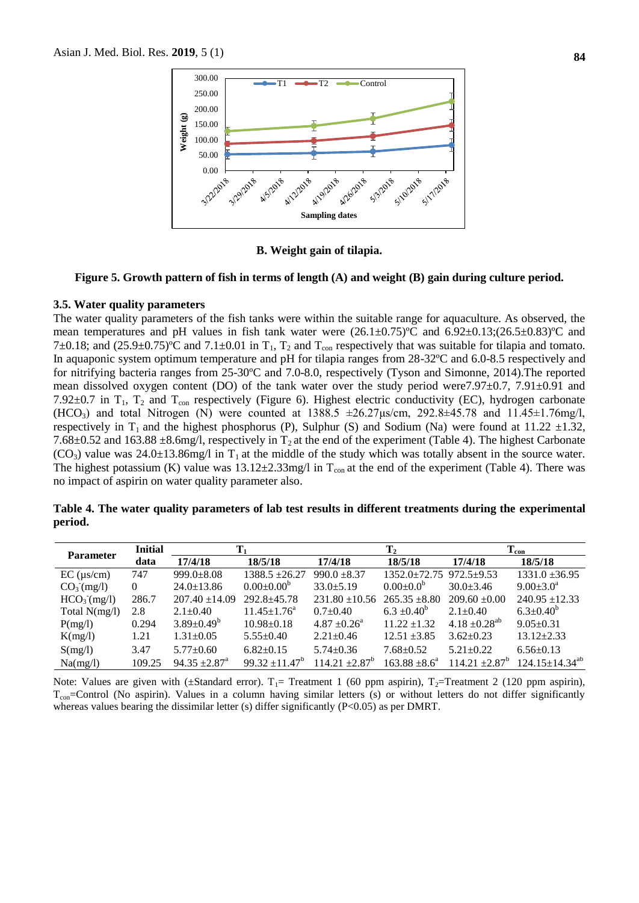B. Weight gain of tilapia.

**Figure 5. Growth pattern of fish in terms of length (A) and weight (B) gain during culture period.**

### 3.5. Water quality parameters

The water quality parameters of the fish tanks were within the suitable range for aquaculture. As observed, the mean temperatures and pH values in fish tank water were (26.1±0.75)ºC and 6.92±0.13;(26.5±0.83)ºC and 7±0.18; and (25.9±0.75)ºC and 7.1±0.01 in $T_1$, $T_2$ and $T_{con}$ respectively that was suitable for tilapia and tomato. In aquaponic system optimum temperature and pH for tilapia ranges from 28-32ºC and 6.0-8.5 respectively and for nitrifying bacteria ranges from 25-30ºC and 7.0-8.0, respectively (Tyson and Simonne, 2014).The reported mean dissolved oxygen content (DO) of the tank water over the study period were7.97±0.7, 7.91±0.91 and 7.92±0.7 in $T_1$, $T_2$ and $T_{con}$ respectively (Figure 6). Highest electric conductivity (EC), hydrogen carbonate ($HCO_3$) and total Nitrogen (N) were counted at 1388.5 ±26.27µs/cm, 292.8±45.78 and 11.45±1.76mg/l, respectively in $T_1$ and the highest phosphorus (P), Sulphur (S) and Sodium (Na) were found at 11.22 ±1.32, 7.68±0.52 and 163.88 ±8.6mg/l, respectively in $T_2$ at the end of the experiment (Table 4). The highest Carbonate ($CO_3$) value was 24.0±13.86mg/l in $T_1$ at the middle of the study which was totally absent in the source water. The highest potassium (K) value was 13.12±2.33mg/l in $T_{con}$ at the end of the experiment (Table 4). There was no impact of aspirin on water quality parameter also.

**Table 4. The water quality parameters of lab test results in different treatments during the experimental period.**

| Parameter | Initial data | $T_1$ | | $T_2$ | | $T_{con}$ | |
|---|---|---|---|---|---|---|---|
| | | 17/4/18 | 18/5/18 | 17/4/18 | 18/5/18 | 17/4/18 | 18/5/18 |
| EC (µs/cm) | 747 | 999.0±8.08 | 1388.5 ±26.27 | 990.0 ±8.37 | 1352.0±72.75 | 972.5±9.53 | 1331.0 ±36.95 |
| $CO_3^-$(mg/l) | 0 | 24.0±13.86 | 0.00±0.00[b] | 33.0±5.19 | 0.00±0.0[b] | 30.0±3.46 | 9.00±3.0[a] |
| $HCO_3^-$(mg/l) | 286.7 | 207.40 ±14.09 | 292.8±45.78 | 231.80 ±10.56 | 265.35 ±8.80 | 209.60 ±0.00 | 240.95 ±12.33 |
| Total N(mg/l) | 2.8 | 2.1±0.40 | 11.45±1.76[a] | 0.7±0.40 | 6.3 ±0.40[b] | 2.1±0.40 | 6.3±0.40[b] |
| P(mg/l) | 0.294 | 3.89±0.49[b] | 10.98±0.18 | 4.87 ±0.26[a] | 11.22 ±1.32 | 4.18 ±0.28[ab] | 9.05±0.31 |
| K(mg/l) | 1.21 | 1.31±0.05 | 5.55±0.40 | 2.21±0.46 | 12.51 ±3.85 | 3.62±0.23 | 13.12±2.33 |
| S(mg/l) | 3.47 | 5.77±0.60 | 6.82±0.15 | 5.74±0.36 | 7.68±0.52 | 5.21±0.22 | 6.56±0.13 |
| Na(mg/l) | 109.25 | 94.35 ±2.87[a] | 99.32 ±11.47[b] | 114.21 ±2.87[b] | 163.88 ±8.6[a] | 114.21 ±2.87[b] | 124.15±14.34[ab] |

Note: Values are given with (±Standard error). $T_1$= Treatment 1 (60 ppm aspirin), $T_2$=Treatment 2 (120 ppm aspirin), $T_{con}$=Control (No aspirin). Values in a column having similar letters (s) or without letters do not differ significantly whereas values bearing the dissimilar letter (s) differ significantly (P<0.05) as per DMRT.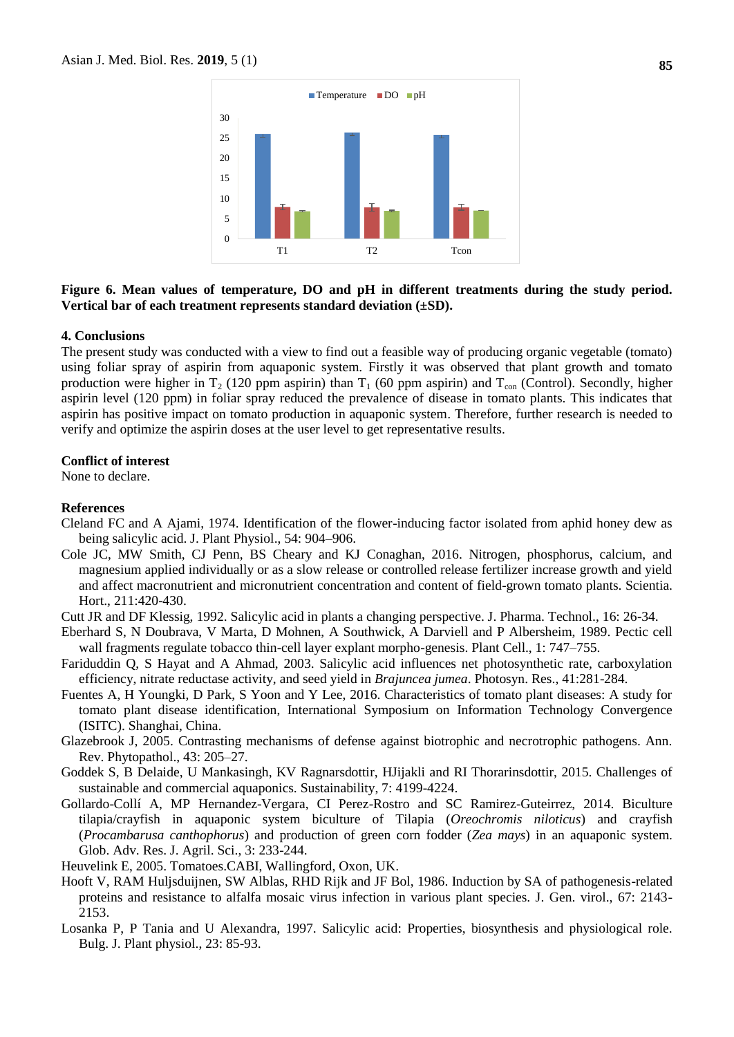Figure 6. Mean values of temperature, DO and pH in different treatments during the study period. Vertical bar of each treatment represents standard deviation (±SD).

## 4. Conclusions

The present study was conducted with a view to find out a feasible way of producing organic vegetable (tomato) using foliar spray of aspirin from aquaponic system. Firstly it was observed that plant growth and tomato production were higher in $T_2$ (120 ppm aspirin) than $T_1$ (60 ppm aspirin) and $T_{con}$ (Control). Secondly, higher aspirin level (120 ppm) in foliar spray reduced the prevalence of disease in tomato plants. This indicates that aspirin has positive impact on tomato production in aquaponic system. Therefore, further research is needed to verify and optimize the aspirin doses at the user level to get representative results.

## Conflict of interest

None to declare.

## References

Cleland FC and A Ajami, 1974. Identification of the flower-inducing factor isolated from aphid honey dew as being salicylic acid. J. Plant Physiol., 54: 904–906.

Cole JC, MW Smith, CJ Penn, BS Cheary and KJ Conaghan, 2016. Nitrogen, phosphorus, calcium, and magnesium applied individually or as a slow release or controlled release fertilizer increase growth and yield and affect macronutrient and micronutrient concentration and content of field-grown tomato plants. Scientia. Hort., 211:420-430.

Cutt JR and DF Klessig, 1992. Salicylic acid in plants a changing perspective. J. Pharma. Technol., 16: 26-34.

Eberhard S, N Doubrava, V Marta, D Mohnen, A Southwick, A Darviell and P Albersheim, 1989. Pectic cell wall fragments regulate tobacco thin-cell layer explant morpho-genesis. Plant Cell., 1: 747–755.

Fariduddin Q, S Hayat and A Ahmad, 2003. Salicylic acid influences net photosynthetic rate, carboxylation efficiency, nitrate reductase activity, and seed yield in *Brajuncea jumea*. Photosyn. Res., 41:281-284.

Fuentes A, H Youngki, D Park, S Yoon and Y Lee, 2016. Characteristics of tomato plant diseases: A study for tomato plant disease identification, International Symposium on Information Technology Convergence (ISITC). Shanghai, China.

Glazebrook J, 2005. Contrasting mechanisms of defense against biotrophic and necrotrophic pathogens. Ann. Rev. Phytopathol., 43: 205–27.

Goddek S, B Delaide, U Mankasingh, KV Ragnarsdottir, HJijakli and RI Thorarinsdottir, 2015. Challenges of sustainable and commercial aquaponics. Sustainability, 7: 4199-4224.

Gollardo-Collí A, MP Hernandez-Vergara, CI Perez-Rostro and SC Ramirez-Guteirrez, 2014. Biculture tilapia/crayfish in aquaponic system biculture of Tilapia (*Oreochromis niloticus*) and crayfish (*Procambarusa canthophorus*) and production of green corn fodder (*Zea mays*) in an aquaponic system. Glob. Adv. Res. J. Agril. Sci., 3: 233-244.

Heuvelink E, 2005. Tomatoes.CABI, Wallingford, Oxon, UK.

Hooft V, RAM Huljsduijnen, SW Alblas, RHD Rijk and JF Bol, 1986. Induction by SA of pathogenesis-related proteins and resistance to alfalfa mosaic virus infection in various plant species. J. Gen. virol., 67: 2143-2153.

Losanka P, P Tania and U Alexandra, 1997. Salicylic acid: Properties, biosynthesis and physiological role. Bulg. J. Plant physiol., 23: 85-93.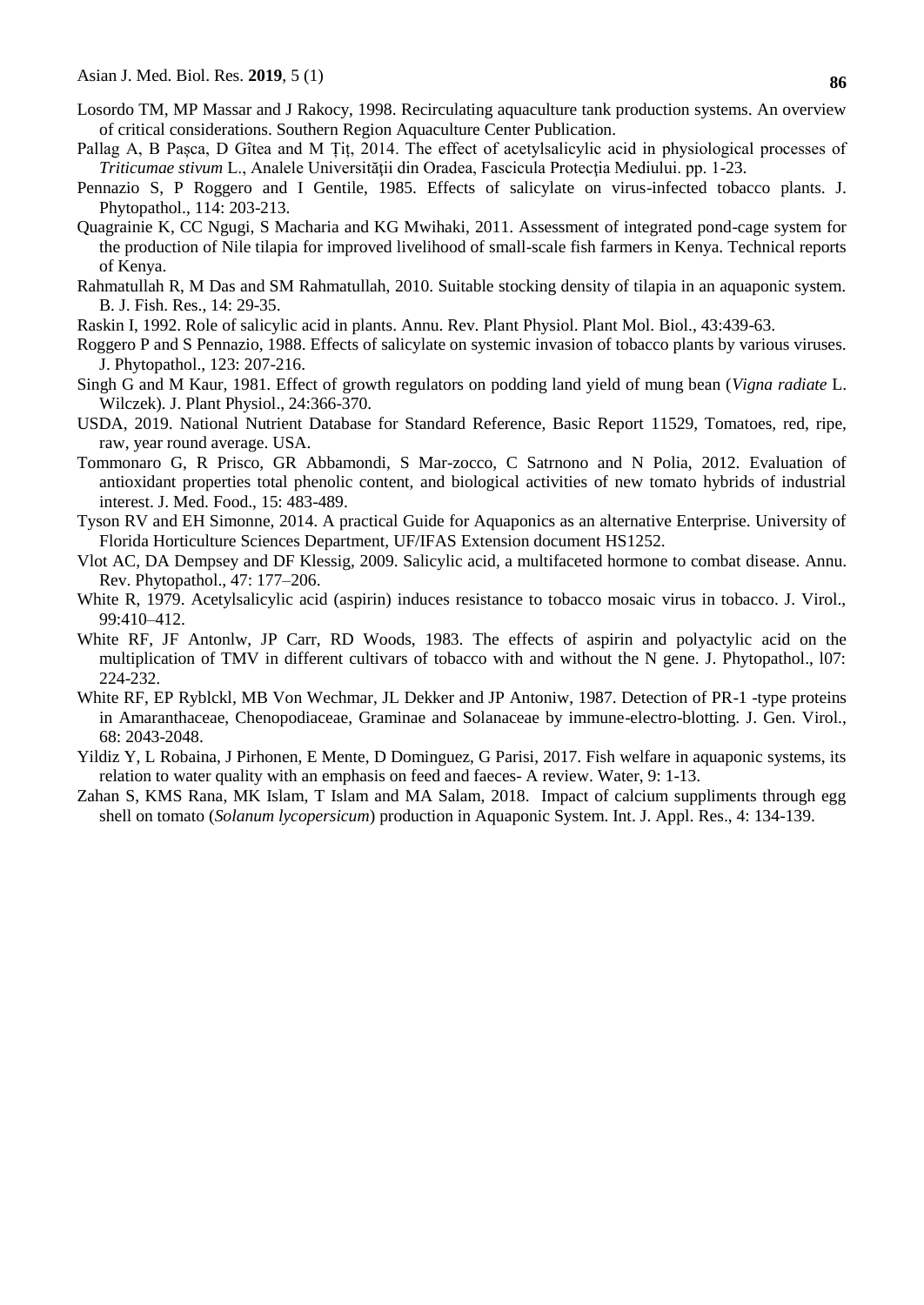Losordo TM, MP Massar and J Rakocy, 1998. Recirculating aquaculture tank production systems. An overview of critical considerations. Southern Region Aquaculture Center Publication.

Pallag A, B Pașca, D Gîtea and M Țiț, 2014. The effect of acetylsalicylic acid in physiological processes of *Triticumae stivum* L., Analele Universității din Oradea, Fascicula Protecţia Mediului. pp. 1-23.

Pennazio S, P Roggero and I Gentile, 1985. Effects of salicylate on virus-infected tobacco plants. J. Phytopathol., 114: 203-213.

Quagrainie K, CC Ngugi, S Macharia and KG Mwihaki, 2011. Assessment of integrated pond-cage system for the production of Nile tilapia for improved livelihood of small-scale fish farmers in Kenya. Technical reports of Kenya.

Rahmatullah R, M Das and SM Rahmatullah, 2010. Suitable stocking density of tilapia in an aquaponic system. B. J. Fish. Res., 14: 29-35.

Raskin I, 1992. Role of salicylic acid in plants. Annu. Rev. Plant Physiol. Plant Mol. Biol., 43:439-63.

Roggero P and S Pennazio, 1988. Effects of salicylate on systemic invasion of tobacco plants by various viruses. J. Phytopathol., 123: 207-216.

Singh G and M Kaur, 1981. Effect of growth regulators on podding land yield of mung bean (*Vigna radiate* L. Wilczek). J. Plant Physiol., 24:366-370.

USDA, 2019. National Nutrient Database for Standard Reference, Basic Report 11529, Tomatoes, red, ripe, raw, year round average. USA.

Tommonaro G, R Prisco, GR Abbamondi, S Mar-zocco, C Satrnono and N Polia, 2012. Evaluation of antioxidant properties total phenolic content, and biological activities of new tomato hybrids of industrial interest. J. Med. Food., 15: 483-489.

Tyson RV and EH Simonne, 2014. A practical Guide for Aquaponics as an alternative Enterprise. University of Florida Horticulture Sciences Department, UF/IFAS Extension document HS1252.

Vlot AC, DA Dempsey and DF Klessig, 2009. Salicylic acid, a multifaceted hormone to combat disease. Annu. Rev. Phytopathol., 47: 177–206.

White R, 1979. Acetylsalicylic acid (aspirin) induces resistance to tobacco mosaic virus in tobacco. J. Virol., 99:410–412.

White RF, JF Antonlw, JP Carr, RD Woods, 1983. The effects of aspirin and polyactylic acid on the multiplication of TMV in different cultivars of tobacco with and without the N gene. J. Phytopathol., l07: 224-232.

White RF, EP Ryblckl, MB Von Wechmar, JL Dekker and JP Antoniw, 1987. Detection of PR-1 -type proteins in Amaranthaceae, Chenopodiaceae, Graminae and Solanaceae by immune-electro-blotting. J. Gen. Virol., 68: 2043-2048.

Yildiz Y, L Robaina, J Pirhonen, E Mente, D Dominguez, G Parisi, 2017. Fish welfare in aquaponic systems, its relation to water quality with an emphasis on feed and faeces- A review. Water, 9: 1-13.

Zahan S, KMS Rana, MK Islam, T Islam and MA Salam, 2018. Impact of calcium suppliments through egg shell on tomato (*Solanum lycopersicum*) production in Aquaponic System. Int. J. Appl. Res., 4: 134-139.